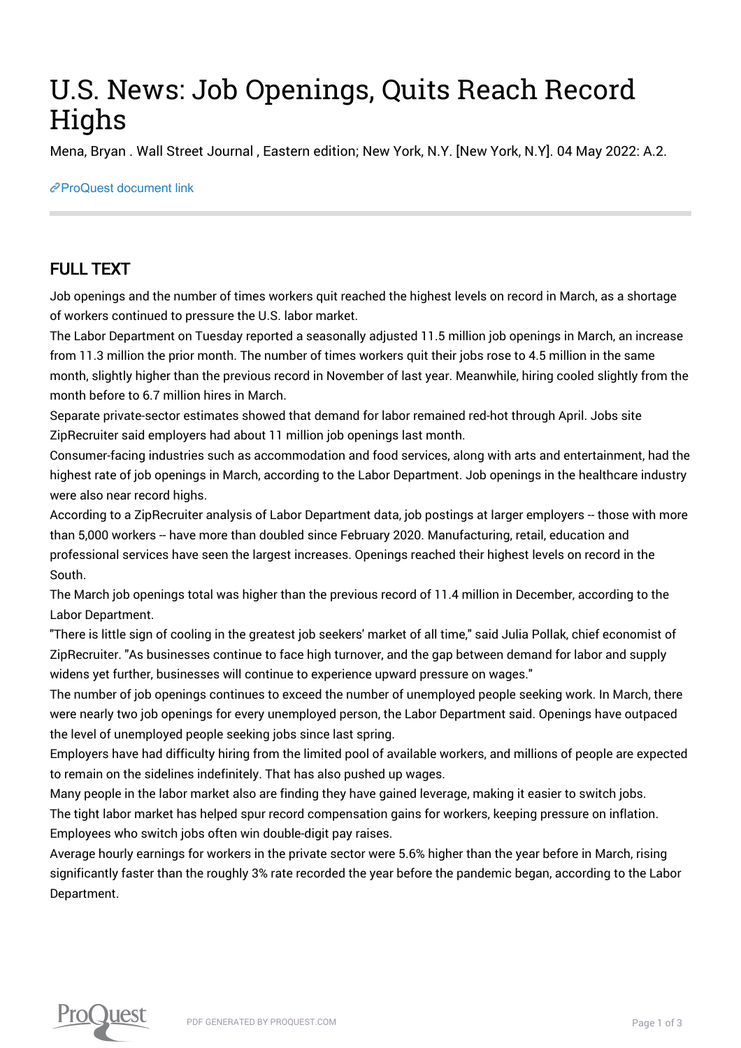# U.S. News: Job Openings, Quits Reach Record Highs

Mena, Bryan . Wall Street Journal , Eastern edition; New York, N.Y. [New York, N.Y]. 04 May 2022: A.2.

ProQuest document link

## FULL TEXT

Job openings and the number of times workers quit reached the highest levels on record in March, as a shortage of workers continued to pressure the U.S. labor market.

The Labor Department on Tuesday reported a seasonally adjusted 11.5 million job openings in March, an increase from 11.3 million the prior month. The number of times workers quit their jobs rose to 4.5 million in the same month, slightly higher than the previous record in November of last year. Meanwhile, hiring cooled slightly from the month before to 6.7 million hires in March.

Separate private-sector estimates showed that demand for labor remained red-hot through April. Jobs site ZipRecruiter said employers had about 11 million job openings last month.

Consumer-facing industries such as accommodation and food services, along with arts and entertainment, had the highest rate of job openings in March, according to the Labor Department. Job openings in the healthcare industry were also near record highs.

According to a ZipRecruiter analysis of Labor Department data, job postings at larger employers -- those with more than 5,000 workers -- have more than doubled since February 2020. Manufacturing, retail, education and professional services have seen the largest increases. Openings reached their highest levels on record in the South.

The March job openings total was higher than the previous record of 11.4 million in December, according to the Labor Department.

"There is little sign of cooling in the greatest job seekers' market of all time," said Julia Pollak, chief economist of ZipRecruiter. "As businesses continue to face high turnover, and the gap between demand for labor and supply widens yet further, businesses will continue to experience upward pressure on wages."

The number of job openings continues to exceed the number of unemployed people seeking work. In March, there were nearly two job openings for every unemployed person, the Labor Department said. Openings have outpaced the level of unemployed people seeking jobs since last spring.

Employers have had difficulty hiring from the limited pool of available workers, and millions of people are expected to remain on the sidelines indefinitely. That has also pushed up wages.

Many people in the labor market also are finding they have gained leverage, making it easier to switch jobs.

The tight labor market has helped spur record compensation gains for workers, keeping pressure on inflation. Employees who switch jobs often win double-digit pay raises.

Average hourly earnings for workers in the private sector were 5.6% higher than the year before in March, rising significantly faster than the roughly 3% rate recorded the year before the pandemic began, according to the Labor Department.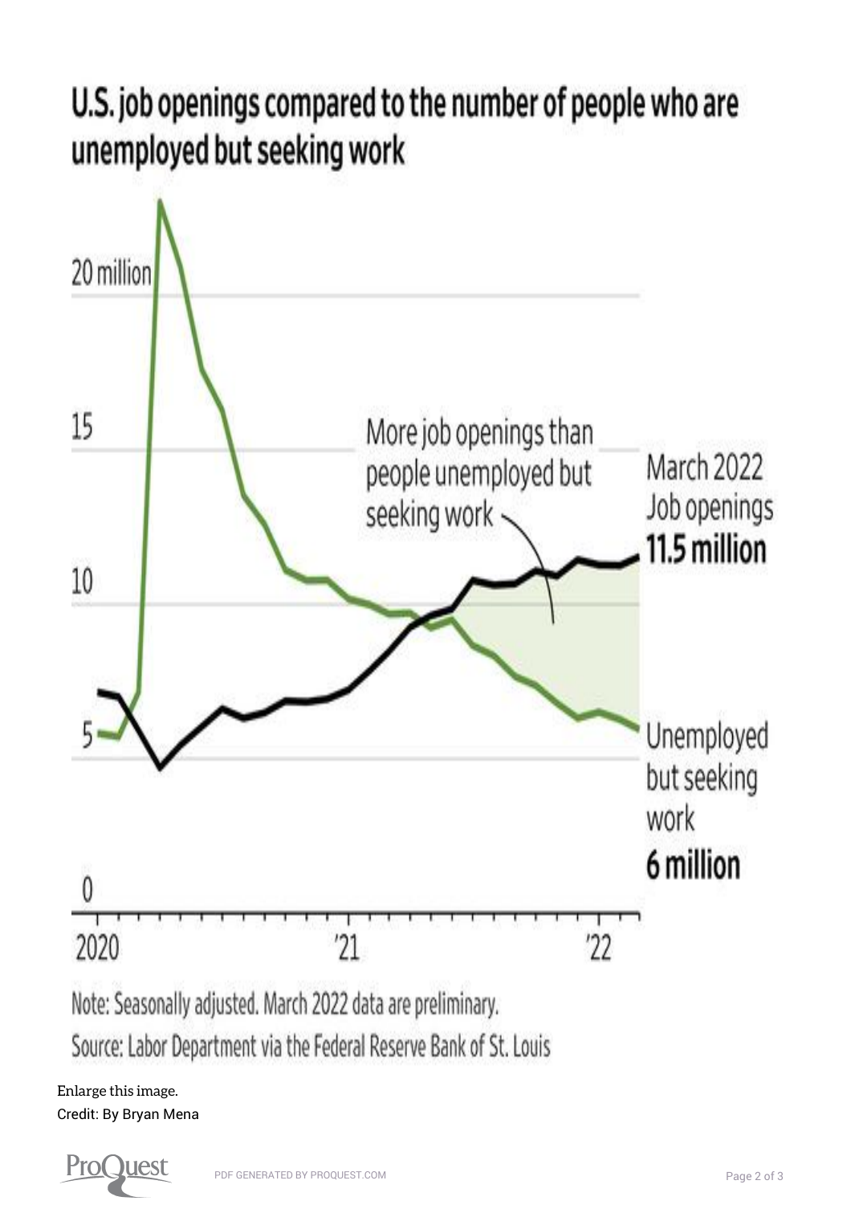## U.S. job openings compared to the number of people who are unemployed but seeking work

More job openings than people unemployed but seeking work

March 2022 Job openings **11.5 million**

Unemployed but seeking work **6 million**

Note: Seasonally adjusted. March 2022 data are preliminary.

Source: Labor Department via the Federal Reserve Bank of St. Louis

Enlarge this image.

Credit: By Bryan Mena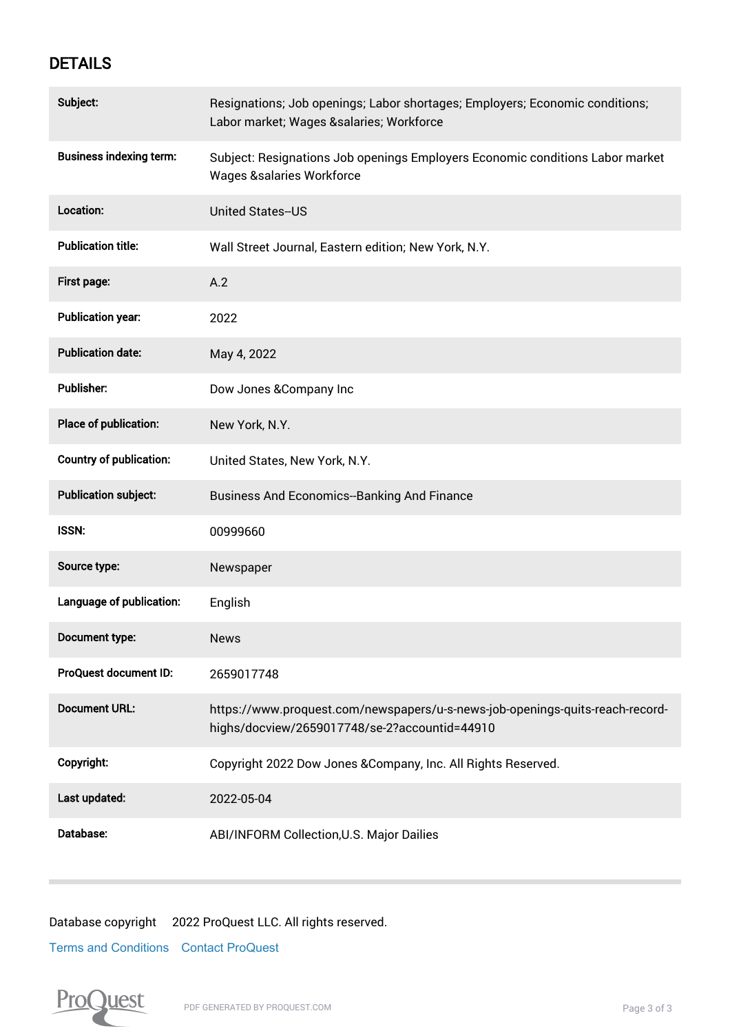## DETAILS

| | |
|---|---|
| **Subject:** | Resignations; Job openings; Labor shortages; Employers; Economic conditions; Labor market; Wages &salaries; Workforce |
| **Business indexing term:** | Subject: Resignations Job openings Employers Economic conditions Labor market Wages &salaries Workforce |
| **Location:** | United States--US |
| **Publication title:** | Wall Street Journal, Eastern edition; New York, N.Y. |
| **First page:** | A.2 |
| **Publication year:** | 2022 |
| **Publication date:** | May 4, 2022 |
| **Publisher:** | Dow Jones &Company Inc |
| **Place of publication:** | New York, N.Y. |
| **Country of publication:** | United States, New York, N.Y. |
| **Publication subject:** | Business And Economics--Banking And Finance |
| **ISSN:** | 00999660 |
| **Source type:** | Newspaper |
| **Language of publication:** | English |
| **Document type:** | News |
| **ProQuest document ID:** | 2659017748 |
| **Document URL:** | https://www.proquest.com/newspapers/u-s-news-job-openings-quits-reach-record-highs/docview/2659017748/se-2?accountid=44910 |
| **Copyright:** | Copyright 2022 Dow Jones &Company, Inc. All Rights Reserved. |
| **Last updated:** | 2022-05-04 |
| **Database:** | ABI/INFORM Collection,U.S. Major Dailies |

Database copyright 2022 ProQuest LLC. All rights reserved.

Terms and Conditions Contact ProQuest